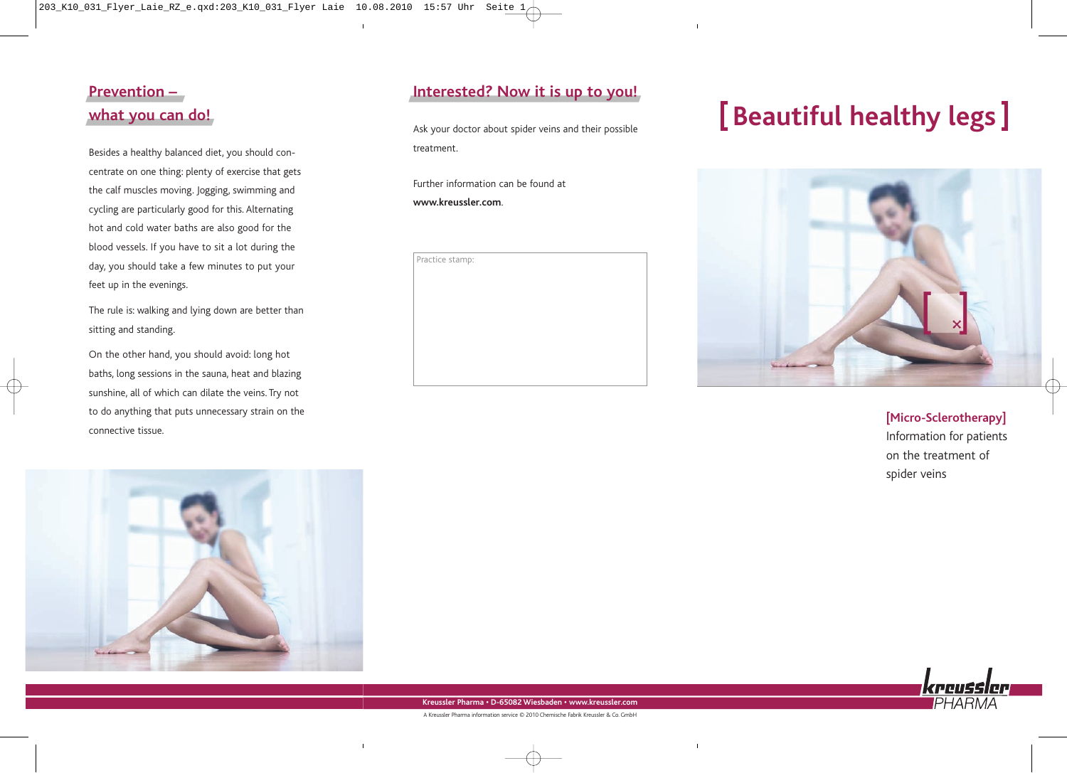## Prevention – what you can do!

Besides a healthy balanced diet, you should concentrate on one thing: plenty of exercise that gets the calf muscles moving. Jogging, swimming and cycling are particularly good for this. Alternating hot and cold water baths are also good for the blood vessels. If you have to sit a lot during the day, you should take a few minutes to put your feet up in the evenings.

The rule is: walking and lying down are better than sitting and standing.

On the other hand, you should avoid: long hot baths, long sessions in the sauna, heat and blazing sunshine, all of which can dilate the veins. Try not to do anything that puts unnecessary strain on the connective tissue.

## Interested? Now it is up to you!

Ask your doctor about spider veins and their possible treatment.

Further information can be found at **www.kreussler.com**.

Practice stamp:

# [ Beautiful healthy legs ]

**[Micro-Sclerotherapy]**
Information for patients on the treatment of spider veins

**Kreussler Pharma • D-65082 Wiesbaden • www.kreussler.com**

A Kreussler Pharma information service © 2010 Chemische Fabrik Kreussler & Co. GmbH

kreussler PHARMA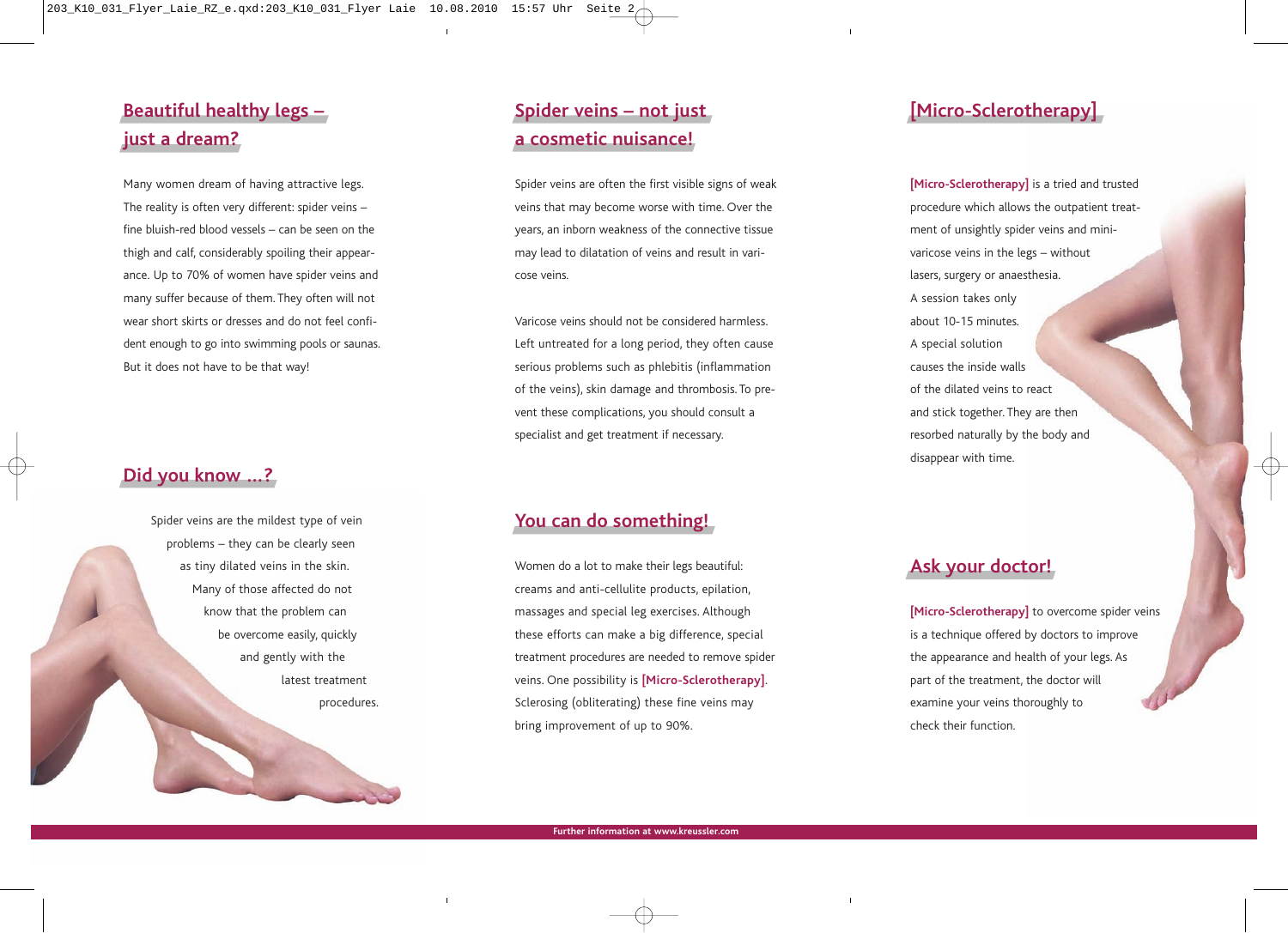## Beautiful healthy legs – just a dream?

Many women dream of having attractive legs. The reality is often very different: spider veins – fine bluish-red blood vessels – can be seen on the thigh and calf, considerably spoiling their appearance. Up to 70% of women have spider veins and many suffer because of them. They often will not wear short skirts or dresses and do not feel confident enough to go into swimming pools or saunas. But it does not have to be that way!

## Did you know ...?

Spider veins are the mildest type of vein problems – they can be clearly seen as tiny dilated veins in the skin. Many of those affected do not know that the problem can be overcome easily, quickly and gently with the latest treatment procedures.

## Spider veins – not just a cosmetic nuisance!

Spider veins are often the first visible signs of weak veins that may become worse with time. Over the years, an inborn weakness of the connective tissue may lead to dilatation of veins and result in varicose veins.

Varicose veins should not be considered harmless. Left untreated for a long period, they often cause serious problems such as phlebitis (inflammation of the veins), skin damage and thrombosis. To prevent these complications, you should consult a specialist and get treatment if necessary.

## You can do something!

Women do a lot to make their legs beautiful: creams and anti-cellulite products, epilation, massages and special leg exercises. Although these efforts can make a big difference, special treatment procedures are needed to remove spider veins. One possibility is **[Micro-Sclerotherapy]**. Sclerosing (obliterating) these fine veins may bring improvement of up to 90%.

## [Micro-Sclerotherapy]

**[Micro-Sclerotherapy]** is a tried and trusted procedure which allows the outpatient treatment of unsightly spider veins and mini-varicose veins in the legs – without lasers, surgery or anaesthesia. A session takes only about 10-15 minutes. A special solution causes the inside walls of the dilated veins to react and stick together. They are then resorbed naturally by the body and disappear with time.

## Ask your doctor!

**[Micro-Sclerotherapy]** to overcome spider veins is a technique offered by doctors to improve the appearance and health of your legs. As part of the treatment, the doctor will examine your veins thoroughly to check their function.

**Further information at www.kreussler.com**